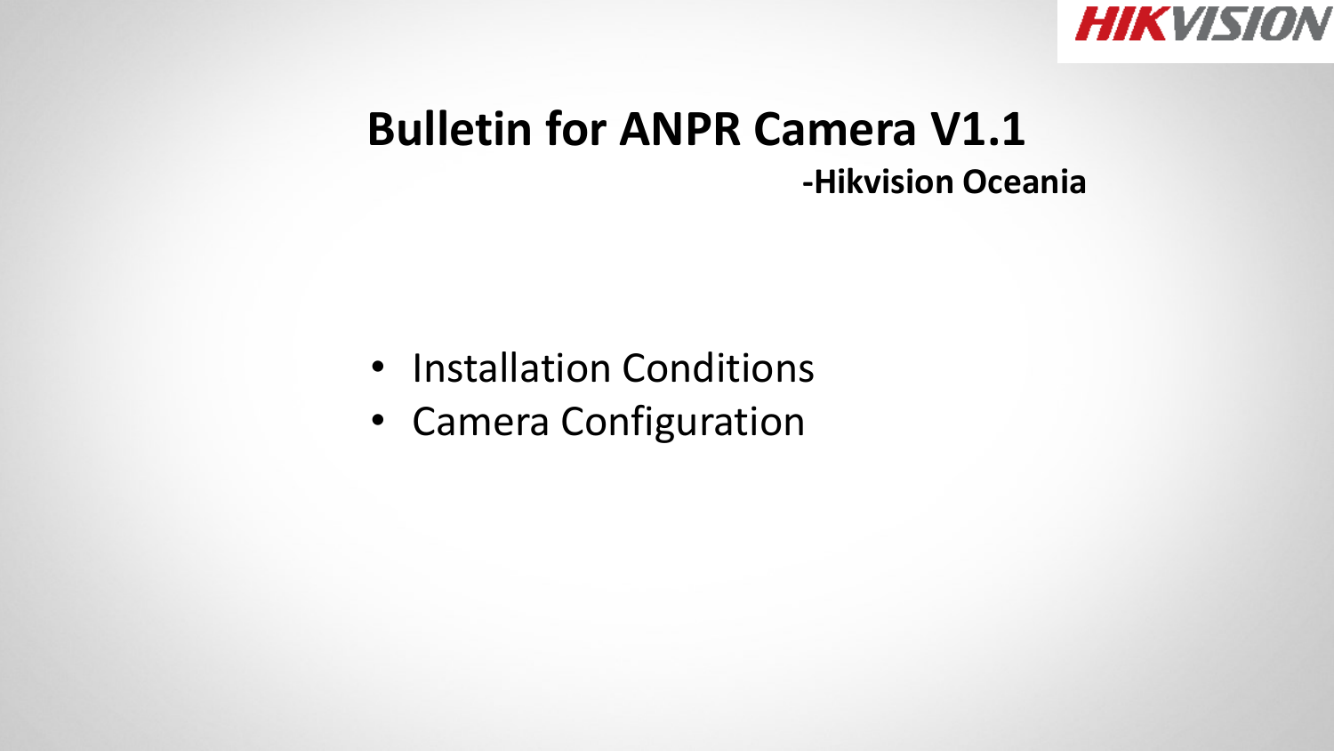# Bulletin for ANPR Camera V1.1

**-Hikvision Oceania**

- Installation Conditions
- Camera Configuration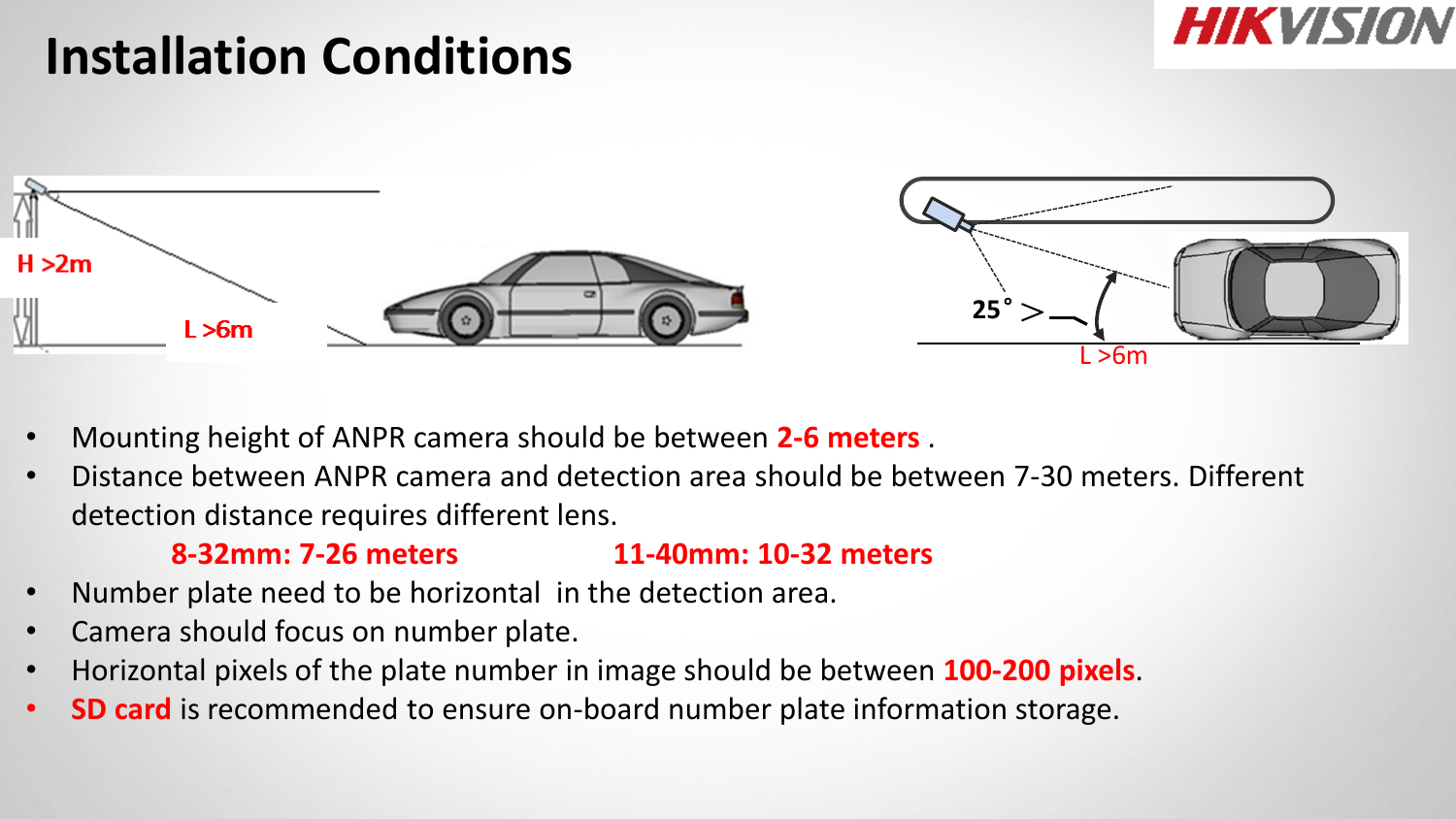# Installation Conditions

H >2m

L >6m

25° >

L >6m

- Mounting height of ANPR camera should be between **2-6 meters** .
- Distance between ANPR camera and detection area should be between 7-30 meters. Different detection distance requires different lens.

  **8-32mm: 7-26 meters** **11-40mm: 10-32 meters**
- Number plate need to be horizontal in the detection area.
- Camera should focus on number plate.
- Horizontal pixels of the plate number in image should be between **100-200 pixels**.
- **SD card** is recommended to ensure on-board number plate information storage.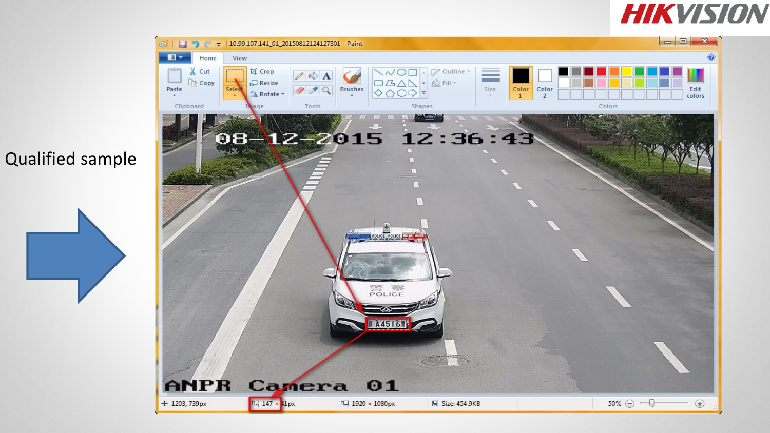Qualified sample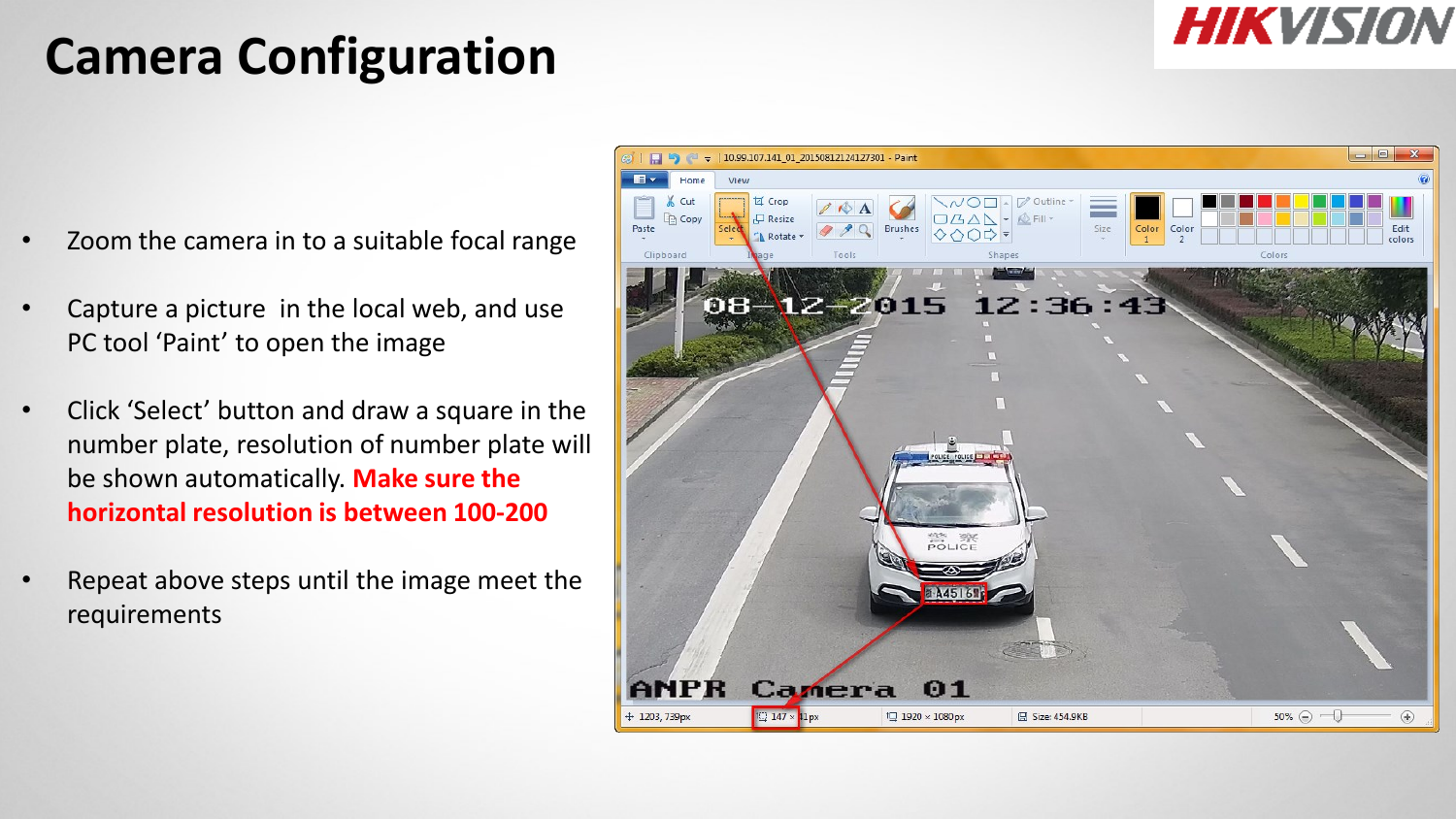# Camera Configuration

- Zoom the camera in to a suitable focal range
- Capture a picture in the local web, and use PC tool 'Paint' to open the image
- Click 'Select' button and draw a square in the number plate, resolution of number plate will be shown automatically. **Make sure the horizontal resolution is between 100-200**
- Repeat above steps until the image meet the requirements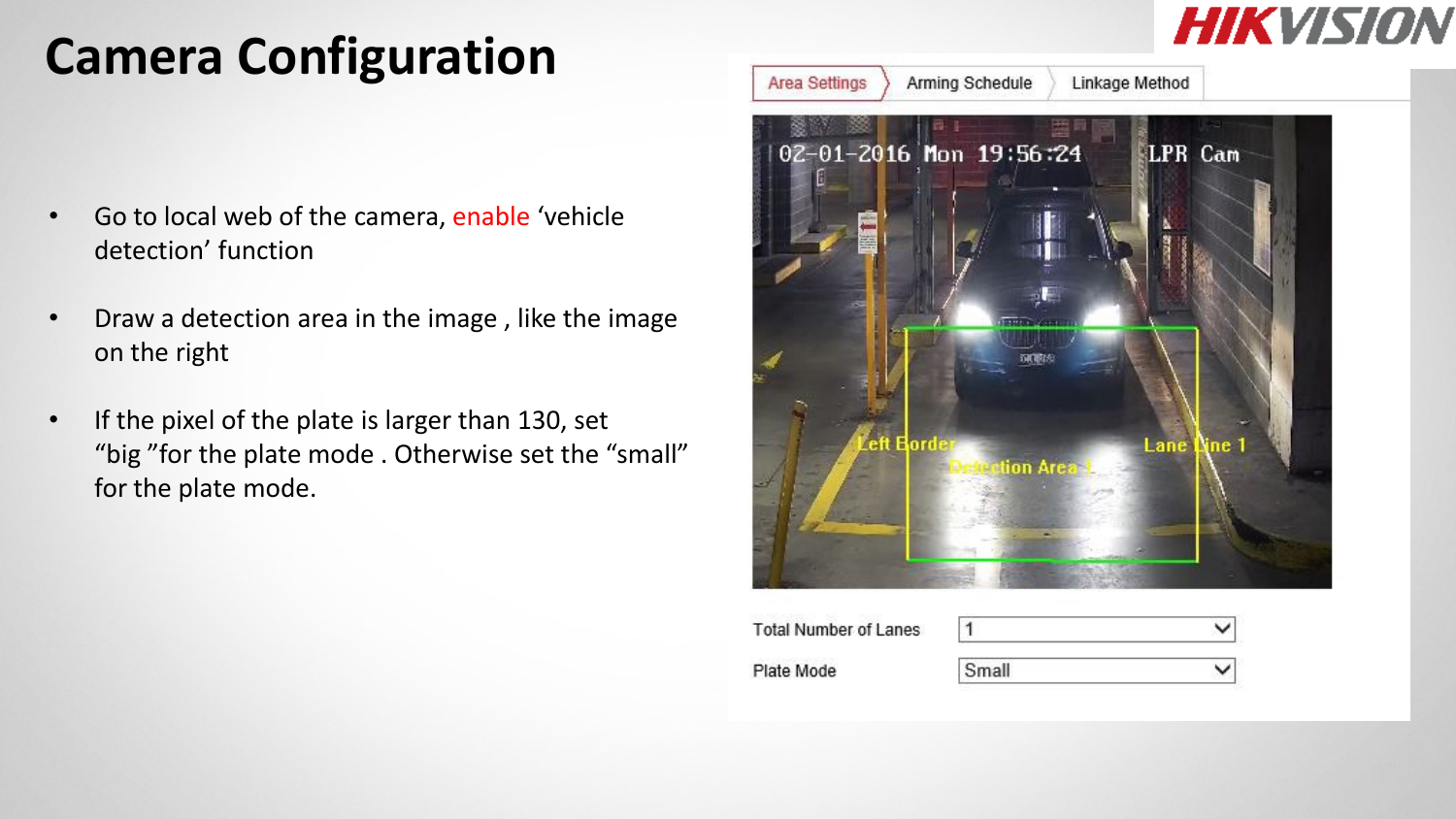# Camera Configuration

- Go to local web of the camera, enable 'vehicle detection' function
- Draw a detection area in the image , like the image on the right
- If the pixel of the plate is larger than 130, set "big "for the plate mode . Otherwise set the "small" for the plate mode.

Area Settings | Arming Schedule | Linkage Method

02-01-2016 Mon 19:56:24
LPR Cam
Left Border
Detection Area 1
Lane Line 1

Total Number of Lanes: 1

Plate Mode: Small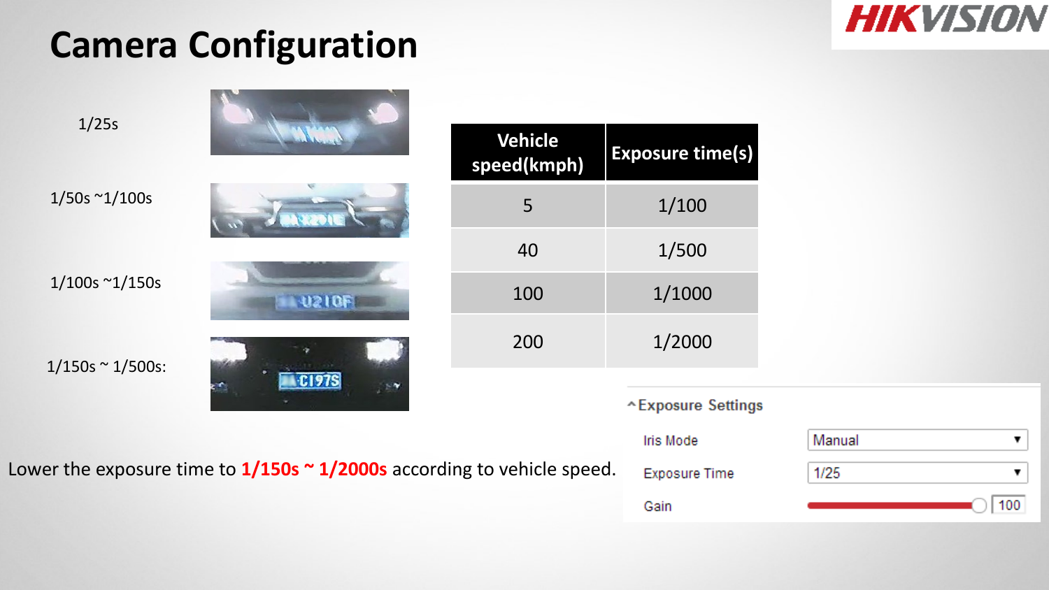# Camera Configuration

1/25s

1/50s ~1/100s

1/100s ~1/150s

1/150s ~ 1/500s:

| Vehicle speed(kmph) | Exposure time(s) |
| --- | --- |
| 5 | 1/100 |
| 40 | 1/500 |
| 100 | 1/1000 |
| 200 | 1/2000 |

Lower the exposure time to **1/150s ~ 1/2000s** according to vehicle speed.

Exposure Settings

| | |
| --- | --- |
| Iris Mode | Manual |
| Exposure Time | 1/25 |
| Gain | 100 |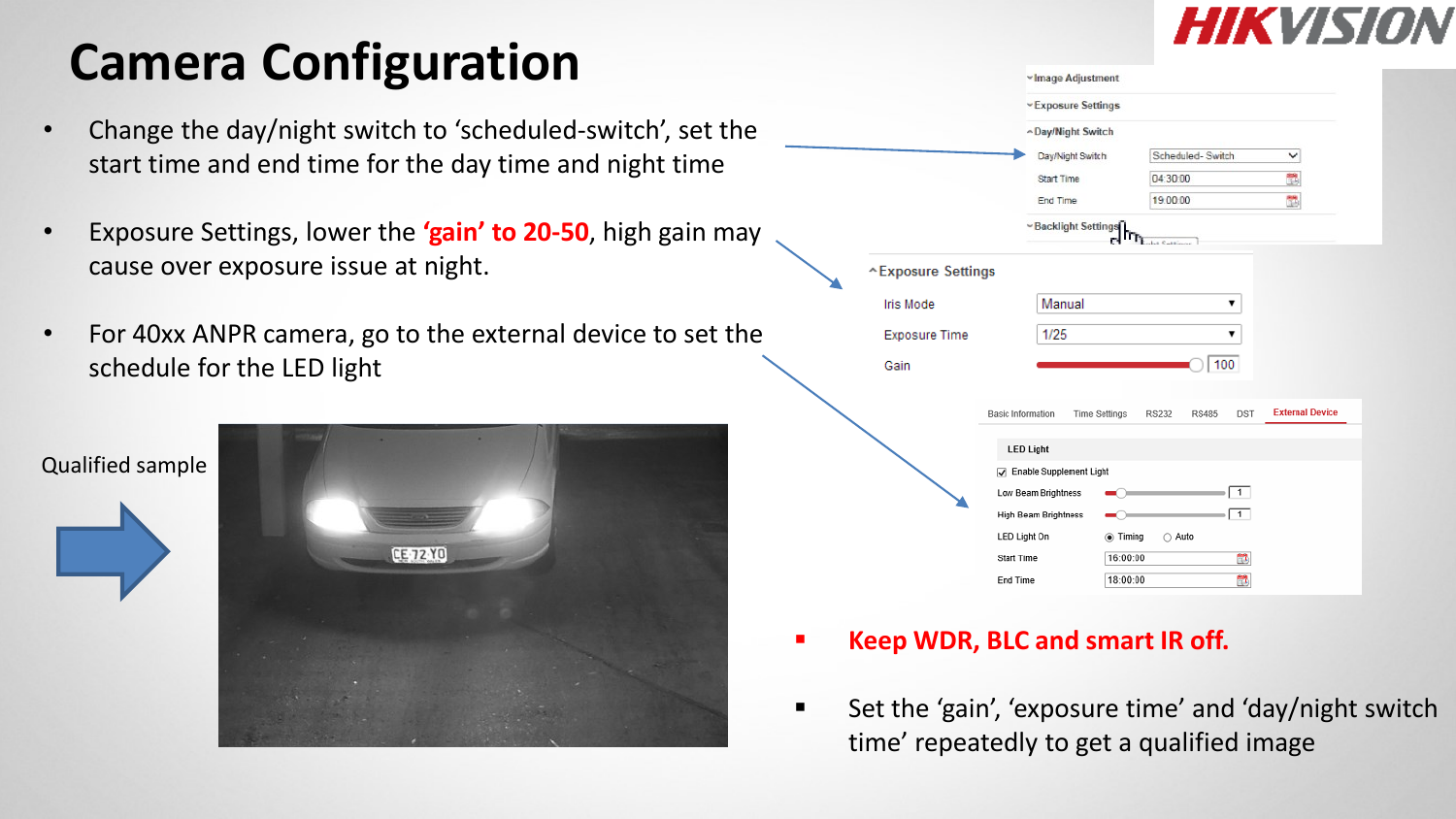# Camera Configuration

- Change the day/night switch to 'scheduled-switch', set the start time and end time for the day time and night time
- Exposure Settings, lower the **'gain' to 20-50**, high gain may cause over exposure issue at night.
- For 40xx ANPR camera, go to the external device to set the schedule for the LED light

Qualified sample

- **Keep WDR, BLC and smart IR off.**
- Set the 'gain', 'exposure time' and 'day/night switch time' repeatedly to get a qualified image